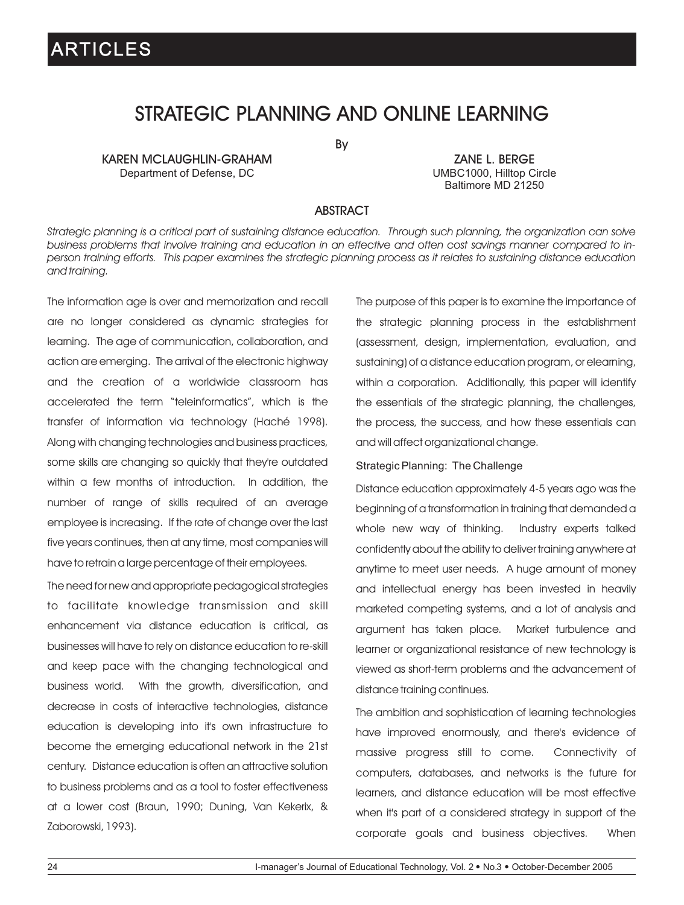# STRATEGIC PLANNING AND ONLINE LEARNING

By

**KAREN MCLAUGHLIN-GRAHAM**
Department of Defense, DC

**ZANE L. BERGE**
UMBC1000, Hilltop Circle
Baltimore MD 21250

## ABSTRACT

*Strategic planning is a critical part of sustaining distance education. Through such planning, the organization can solve business problems that involve training and education in an effective and often cost savings manner compared to in-person training efforts. This paper examines the strategic planning process as it relates to sustaining distance education and training.*

The information age is over and memorization and recall are no longer considered as dynamic strategies for learning. The age of communication, collaboration, and action are emerging. The arrival of the electronic highway and the creation of a worldwide classroom has accelerated the term "teleinformatics", which is the transfer of information via technology (Haché 1998). Along with changing technologies and business practices, some skills are changing so quickly that they're outdated within a few months of introduction. In addition, the number of range of skills required of an average employee is increasing. If the rate of change over the last five years continues, then at any time, most companies will have to retrain a large percentage of their employees.

The need for new and appropriate pedagogical strategies to facilitate knowledge transmission and skill enhancement via distance education is critical, as businesses will have to rely on distance education to re-skill and keep pace with the changing technological and business world. With the growth, diversification, and decrease in costs of interactive technologies, distance education is developing into it's own infrastructure to become the emerging educational network in the 21st century. Distance education is often an attractive solution to business problems and as a tool to foster effectiveness at a lower cost (Braun, 1990; Duning, Van Kekerix, & Zaborowski, 1993).

The purpose of this paper is to examine the importance of the strategic planning process in the establishment (assessment, design, implementation, evaluation, and sustaining) of a distance education program, or elearning, within a corporation. Additionally, this paper will identify the essentials of the strategic planning, the challenges, the process, the success, and how these essentials can and will affect organizational change.

### Strategic Planning: The Challenge

Distance education approximately 4-5 years ago was the beginning of a transformation in training that demanded a whole new way of thinking. Industry experts talked confidently about the ability to deliver training anywhere at anytime to meet user needs. A huge amount of money and intellectual energy has been invested in heavily marketed competing systems, and a lot of analysis and argument has taken place. Market turbulence and learner or organizational resistance of new technology is viewed as short-term problems and the advancement of distance training continues.

The ambition and sophistication of learning technologies have improved enormously, and there's evidence of massive progress still to come. Connectivity of computers, databases, and networks is the future for learners, and distance education will be most effective when it's part of a considered strategy in support of the corporate goals and business objectives. When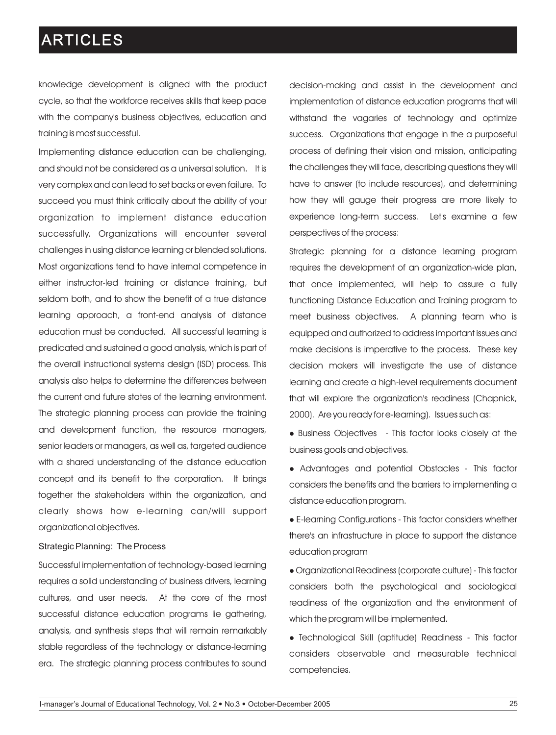knowledge development is aligned with the product cycle, so that the workforce receives skills that keep pace with the company's business objectives, education and training is most successful.

Implementing distance education can be challenging, and should not be considered as a universal solution. It is very complex and can lead to set backs or even failure. To succeed you must think critically about the ability of your organization to implement distance education successfully. Organizations will encounter several challenges in using distance learning or blended solutions. Most organizations tend to have internal competence in either instructor-led training or distance training, but seldom both, and to show the benefit of a true distance learning approach, a front-end analysis of distance education must be conducted. All successful learning is predicated and sustained a good analysis, which is part of the overall instructional systems design (ISD) process. This analysis also helps to determine the differences between the current and future states of the learning environment. The strategic planning process can provide the training and development function, the resource managers, senior leaders or managers, as well as, targeted audience with a shared understanding of the distance education concept and its benefit to the corporation. It brings together the stakeholders within the organization, and clearly shows how e-learning can/will support organizational objectives.

### Strategic Planning: The Process

Successful implementation of technology-based learning requires a solid understanding of business drivers, learning cultures, and user needs. At the core of the most successful distance education programs lie gathering, analysis, and synthesis steps that will remain remarkably stable regardless of the technology or distance-learning era. The strategic planning process contributes to sound decision-making and assist in the development and implementation of distance education programs that will withstand the vagaries of technology and optimize success. Organizations that engage in the a purposeful process of defining their vision and mission, anticipating the challenges they will face, describing questions they will have to answer (to include resources), and determining how they will gauge their progress are more likely to experience long-term success. Let's examine a few perspectives of the process:

Strategic planning for a distance learning program requires the development of an organization-wide plan, that once implemented, will help to assure a fully functioning Distance Education and Training program to meet business objectives. A planning team who is equipped and authorized to address important issues and make decisions is imperative to the process. These key decision makers will investigate the use of distance learning and create a high-level requirements document that will explore the organization's readiness (Chapnick, 2000). Are you ready for e-learning). Issues such as:

- Business Objectives - This factor looks closely at the business goals and objectives.
- Advantages and potential Obstacles - This factor considers the benefits and the barriers to implementing a distance education program.
- E-learning Configurations - This factor considers whether there's an infrastructure in place to support the distance education program
- Organizational Readiness (corporate culture) - This factor considers both the psychological and sociological readiness of the organization and the environment of which the program will be implemented.
- Technological Skill (aptitude) Readiness - This factor considers observable and measurable technical competencies.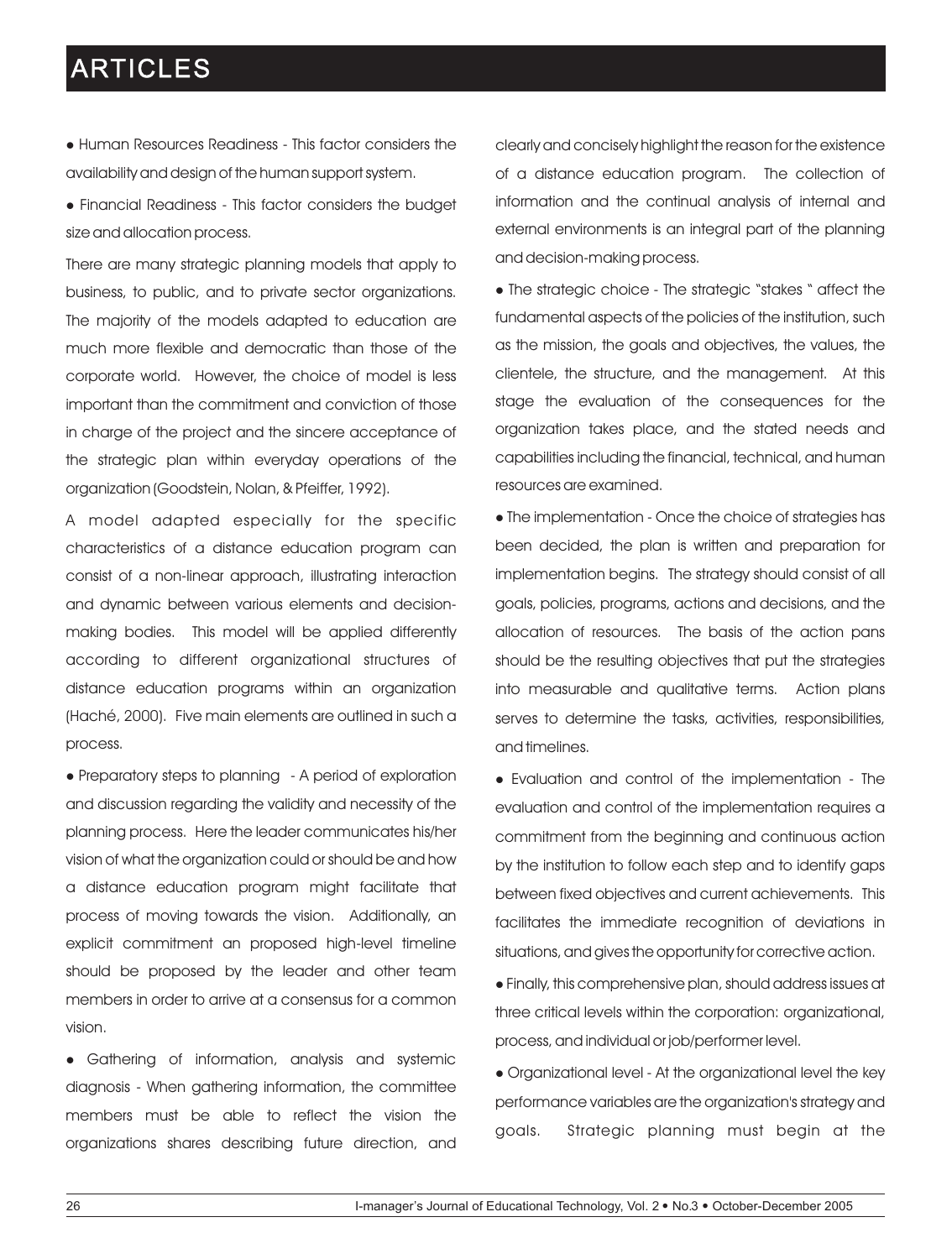- Human Resources Readiness - This factor considers the availability and design of the human support system.
- Financial Readiness - This factor considers the budget size and allocation process.

There are many strategic planning models that apply to business, to public, and to private sector organizations. The majority of the models adapted to education are much more flexible and democratic than those of the corporate world. However, the choice of model is less important than the commitment and conviction of those in charge of the project and the sincere acceptance of the strategic plan within everyday operations of the organization (Goodstein, Nolan, & Pfeiffer, 1992).

A model adapted especially for the specific characteristics of a distance education program can consist of a non-linear approach, illustrating interaction and dynamic between various elements and decision-making bodies. This model will be applied differently according to different organizational structures of distance education programs within an organization (Haché, 2000). Five main elements are outlined in such a process.

- Preparatory steps to planning - A period of exploration and discussion regarding the validity and necessity of the planning process. Here the leader communicates his/her vision of what the organization could or should be and how a distance education program might facilitate that process of moving towards the vision. Additionally, an explicit commitment an proposed high-level timeline should be proposed by the leader and other team members in order to arrive at a consensus for a common vision.
- Gathering of information, analysis and systemic diagnosis - When gathering information, the committee members must be able to reflect the vision the organizations shares describing future direction, and clearly and concisely highlight the reason for the existence of a distance education program. The collection of information and the continual analysis of internal and external environments is an integral part of the planning and decision-making process.
- The strategic choice - The strategic "stakes " affect the fundamental aspects of the policies of the institution, such as the mission, the goals and objectives, the values, the clientele, the structure, and the management. At this stage the evaluation of the consequences for the organization takes place, and the stated needs and capabilities including the financial, technical, and human resources are examined.
- The implementation - Once the choice of strategies has been decided, the plan is written and preparation for implementation begins. The strategy should consist of all goals, policies, programs, actions and decisions, and the allocation of resources. The basis of the action pans should be the resulting objectives that put the strategies into measurable and qualitative terms. Action plans serves to determine the tasks, activities, responsibilities, and timelines.
- Evaluation and control of the implementation - The evaluation and control of the implementation requires a commitment from the beginning and continuous action by the institution to follow each step and to identify gaps between fixed objectives and current achievements. This facilitates the immediate recognition of deviations in situations, and gives the opportunity for corrective action.
- Finally, this comprehensive plan, should address issues at three critical levels within the corporation: organizational, process, and individual or job/performer level.
- Organizational level - At the organizational level the key performance variables are the organization's strategy and goals. Strategic planning must begin at the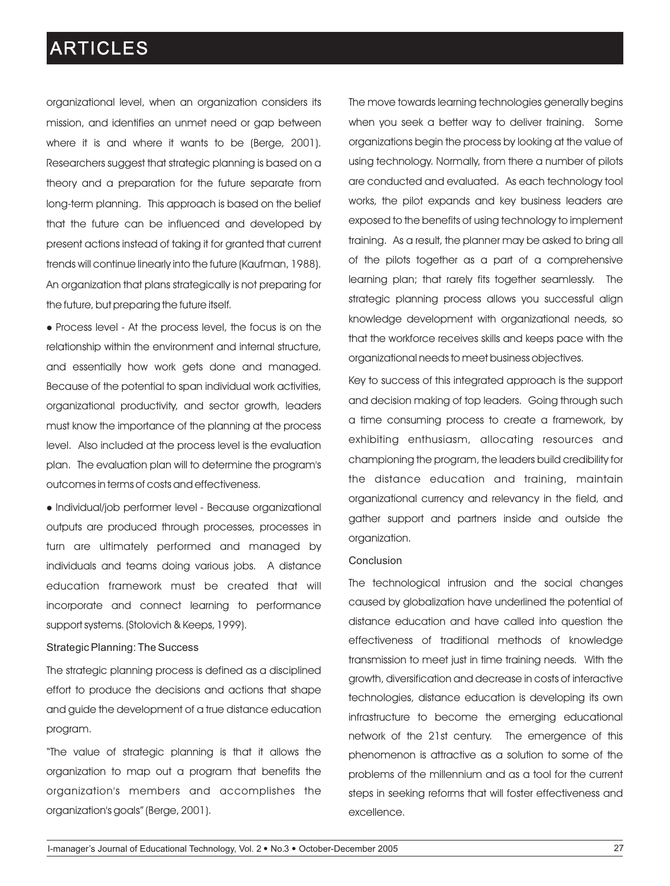organizational level, when an organization considers its mission, and identifies an unmet need or gap between where it is and where it wants to be (Berge, 2001). Researchers suggest that strategic planning is based on a theory and a preparation for the future separate from long-term planning. This approach is based on the belief that the future can be influenced and developed by present actions instead of taking it for granted that current trends will continue linearly into the future (Kaufman, 1988). An organization that plans strategically is not preparing for the future, but preparing the future itself.

- Process level - At the process level, the focus is on the relationship within the environment and internal structure, and essentially how work gets done and managed. Because of the potential to span individual work activities, organizational productivity, and sector growth, leaders must know the importance of the planning at the process level. Also included at the process level is the evaluation plan. The evaluation plan will to determine the program's outcomes in terms of costs and effectiveness.

- Individual/job performer level - Because organizational outputs are produced through processes, processes in turn are ultimately performed and managed by individuals and teams doing various jobs. A distance education framework must be created that will incorporate and connect learning to performance support systems. (Stolovich & Keeps, 1999).

### Strategic Planning: The Success

The strategic planning process is defined as a disciplined effort to produce the decisions and actions that shape and guide the development of a true distance education program.

"The value of strategic planning is that it allows the organization to map out a program that benefits the organization's members and accomplishes the organization's goals" (Berge, 2001).

The move towards learning technologies generally begins when you seek a better way to deliver training. Some organizations begin the process by looking at the value of using technology. Normally, from there a number of pilots are conducted and evaluated. As each technology tool works, the pilot expands and key business leaders are exposed to the benefits of using technology to implement training. As a result, the planner may be asked to bring all of the pilots together as a part of a comprehensive learning plan; that rarely fits together seamlessly. The strategic planning process allows you successful align knowledge development with organizational needs, so that the workforce receives skills and keeps pace with the organizational needs to meet business objectives.

Key to success of this integrated approach is the support and decision making of top leaders. Going through such a time consuming process to create a framework, by exhibiting enthusiasm, allocating resources and championing the program, the leaders build credibility for the distance education and training, maintain organizational currency and relevancy in the field, and gather support and partners inside and outside the organization.

### Conclusion

The technological intrusion and the social changes caused by globalization have underlined the potential of distance education and have called into question the effectiveness of traditional methods of knowledge transmission to meet just in time training needs. With the growth, diversification and decrease in costs of interactive technologies, distance education is developing its own infrastructure to become the emerging educational network of the 21st century. The emergence of this phenomenon is attractive as a solution to some of the problems of the millennium and as a tool for the current steps in seeking reforms that will foster effectiveness and excellence.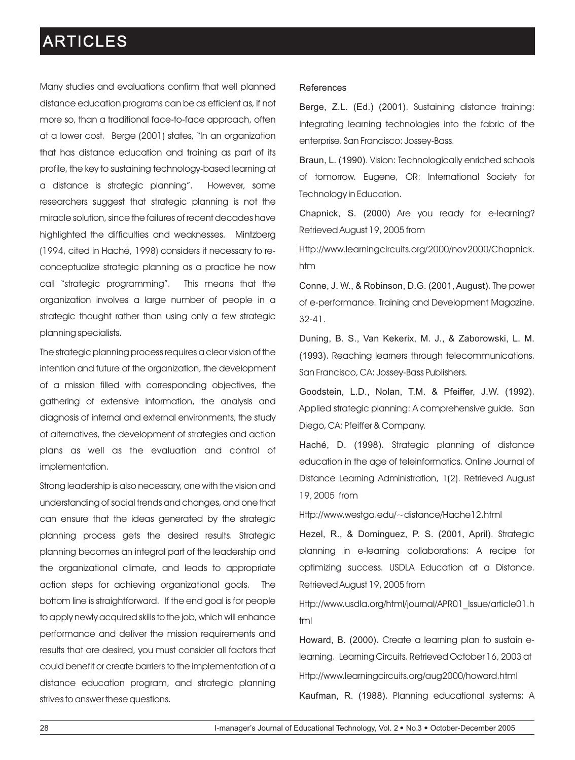Many studies and evaluations confirm that well planned distance education programs can be as efficient as, if not more so, than a traditional face-to-face approach, often at a lower cost. Berge (2001) states, "In an organization that has distance education and training as part of its profile, the key to sustaining technology-based learning at a distance is strategic planning". However, some researchers suggest that strategic planning is not the miracle solution, since the failures of recent decades have highlighted the difficulties and weaknesses. Mintzberg (1994, cited in Haché, 1998) considers it necessary to re-conceptualize strategic planning as a practice he now call "strategic programming". This means that the organization involves a large number of people in a strategic thought rather than using only a few strategic planning specialists.

The strategic planning process requires a clear vision of the intention and future of the organization, the development of a mission filled with corresponding objectives, the gathering of extensive information, the analysis and diagnosis of internal and external environments, the study of alternatives, the development of strategies and action plans as well as the evaluation and control of implementation.

Strong leadership is also necessary, one with the vision and understanding of social trends and changes, and one that can ensure that the ideas generated by the strategic planning process gets the desired results. Strategic planning becomes an integral part of the leadership and the organizational climate, and leads to appropriate action steps for achieving organizational goals. The bottom line is straightforward. If the end goal is for people to apply newly acquired skills to the job, which will enhance performance and deliver the mission requirements and results that are desired, you must consider all factors that could benefit or create barriers to the implementation of a distance education program, and strategic planning strives to answer these questions.

References

Berge, Z.L. (Ed.) (2001). Sustaining distance training: Integrating learning technologies into the fabric of the enterprise. San Francisco: Jossey-Bass.

Braun, L. (1990). Vision: Technologically enriched schools of tomorrow. Eugene, OR: International Society for Technology in Education.

Chapnick, S. (2000) Are you ready for e-learning? Retrieved August 19, 2005 from Http://www.learningcircuits.org/2000/nov2000/Chapnick.htm

Conne, J. W., & Robinson, D.G. (2001, August). The power of e-performance. Training and Development Magazine. 32-41.

Duning, B. S., Van Kekerix, M. J., & Zaborowski, L. M. (1993). Reaching learners through telecommunications. San Francisco, CA: Jossey-Bass Publishers.

Goodstein, L.D., Nolan, T.M. & Pfeiffer, J.W. (1992). Applied strategic planning: A comprehensive guide. San Diego, CA: Pfeiffer & Company.

Haché, D. (1998). Strategic planning of distance education in the age of teleinformatics. Online Journal of Distance Learning Administration, 1(2). Retrieved August 19, 2005 from Http://www.westga.edu/~distance/Hache12.html

Hezel, R., & Dominguez, P. S. (2001, April). Strategic planning in e-learning collaborations: A recipe for optimizing success. USDLA Education at a Distance. Retrieved August 19, 2005 from Http://www.usdla.org/html/journal/APR01_Issue/article01.html

Howard, B. (2000). Create a learning plan to sustain e-learning. Learning Circuits. Retrieved October 16, 2003 at Http://www.learningcircuits.org/aug2000/howard.html

Kaufman, R. (1988). Planning educational systems: A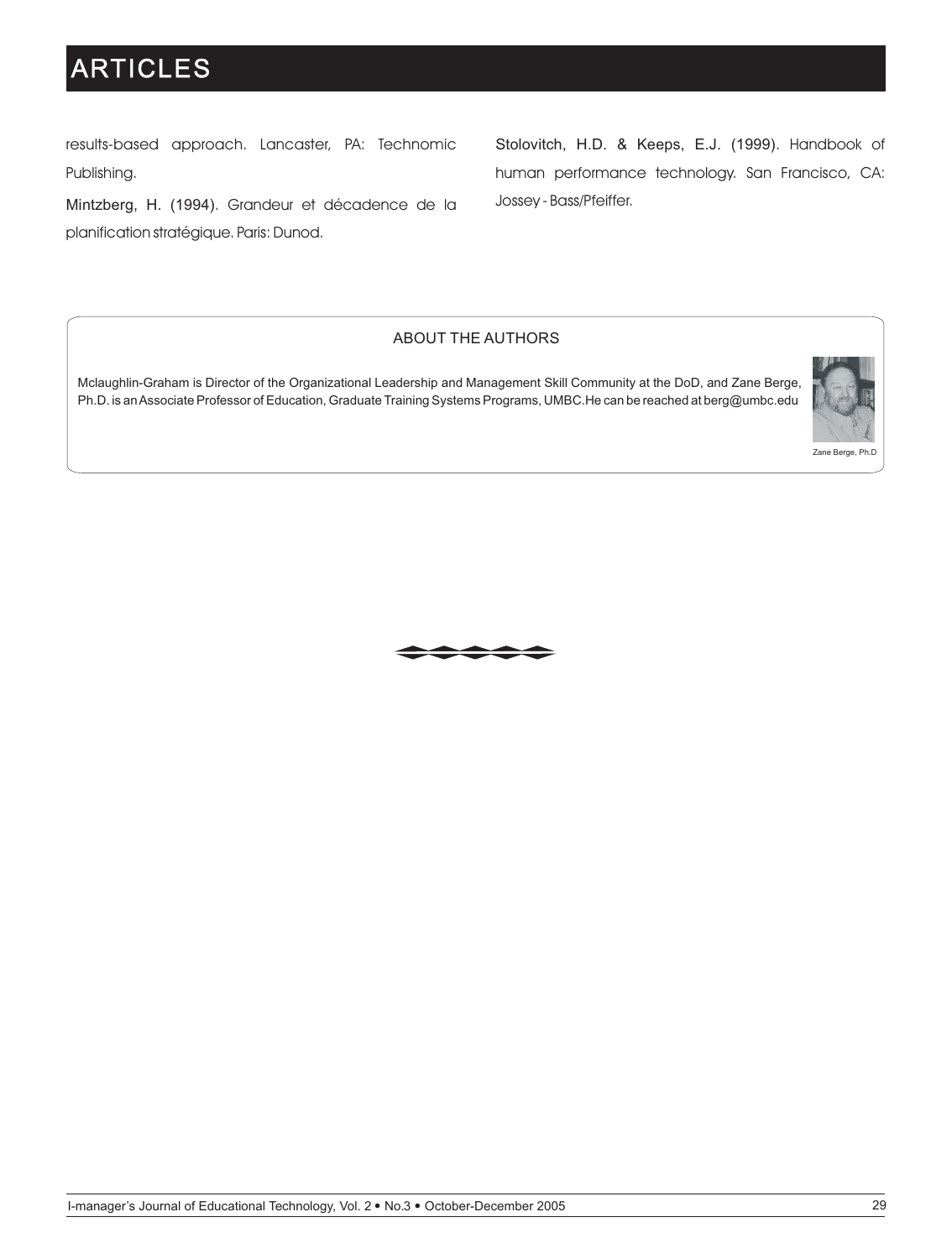results-based approach. Lancaster, PA: Technomic Publishing.

Mintzberg, H. (1994). Grandeur et décadence de la planification stratégique. Paris: Dunod.

Stolovitch, H.D. & Keeps, E.J. (1999). Handbook of human performance technology. San Francisco, CA: Jossey - Bass/Pfeiffer.

## ABOUT THE AUTHORS

Mclaughlin-Graham is Director of the Organizational Leadership and Management Skill Community at the DoD, and Zane Berge, Ph.D. is an Associate Professor of Education, Graduate Training Systems Programs, UMBC.He can be reached at berg@umbc.edu

Zane Berge, Ph.D